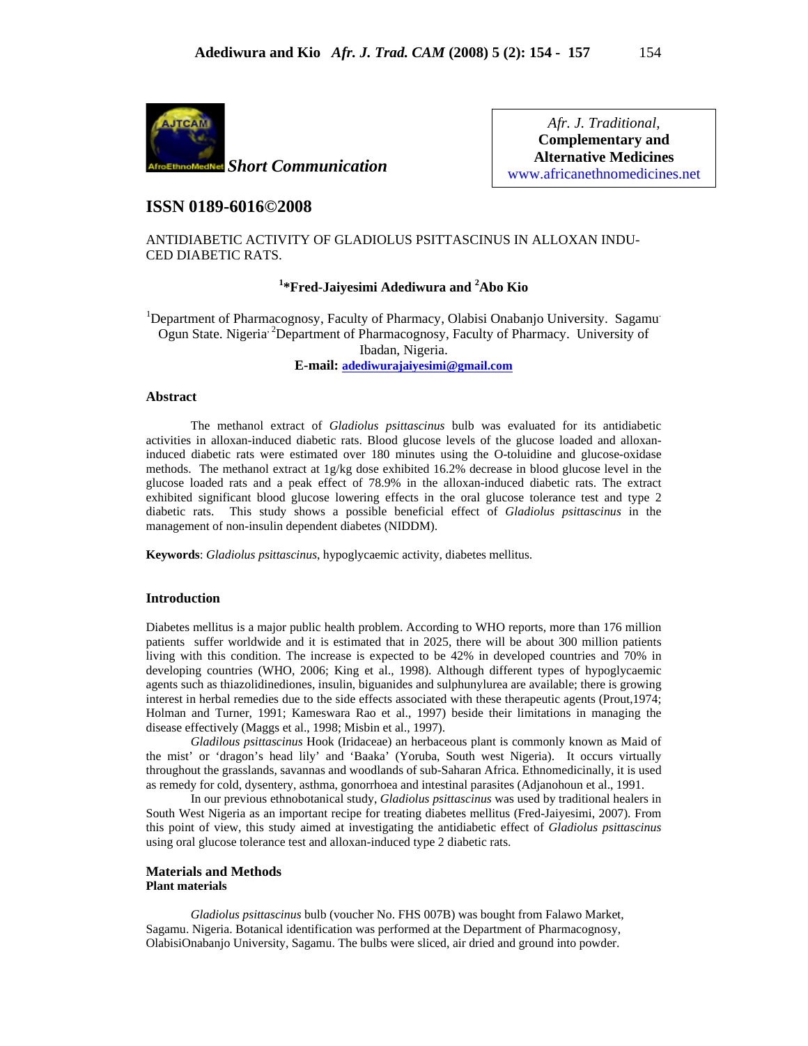*Short Communication*

*Afr. J. Traditional*, **Complementary and Alternative Medicines**
www.africanethnomedicines.net

## ISSN 0189-6016©2008

# ANTIDIABETIC ACTIVITY OF GLADIOLUS PSITTASCINUS IN ALLOXAN INDUCED DIABETIC RATS.

**[1]*Fred-Jaiyesimi Adediwura and [2]Abo Kio**

[1]Department of Pharmacognosy, Faculty of Pharmacy, Olabisi Onabanjo University. Sagamu. Ogun State. Nigeria. [2]Department of Pharmacognosy, Faculty of Pharmacy. University of Ibadan, Nigeria.
**E-mail: adediwurajaiyesimi@gmail.com**

### Abstract

The methanol extract of *Gladiolus psittascinus* bulb was evaluated for its antidiabetic activities in alloxan-induced diabetic rats. Blood glucose levels of the glucose loaded and alloxan-induced diabetic rats were estimated over 180 minutes using the O-toluidine and glucose-oxidase methods. The methanol extract at 1g/kg dose exhibited 16.2% decrease in blood glucose level in the glucose loaded rats and a peak effect of 78.9% in the alloxan-induced diabetic rats. The extract exhibited significant blood glucose lowering effects in the oral glucose tolerance test and type 2 diabetic rats. This study shows a possible beneficial effect of *Gladiolus psittascinus* in the management of non-insulin dependent diabetes (NIDDM).

**Keywords**: *Gladiolus psittascinus*, hypoglycaemic activity, diabetes mellitus.

### Introduction

Diabetes mellitus is a major public health problem. According to WHO reports, more than 176 million patients suffer worldwide and it is estimated that in 2025, there will be about 300 million patients living with this condition. The increase is expected to be 42% in developed countries and 70% in developing countries (WHO, 2006; King et al., 1998). Although different types of hypoglycaemic agents such as thiazolidinediones, insulin, biguanides and sulphunylurea are available; there is growing interest in herbal remedies due to the side effects associated with these therapeutic agents (Prout,1974; Holman and Turner, 1991; Kameswara Rao et al., 1997) beside their limitations in managing the disease effectively (Maggs et al., 1998; Misbin et al., 1997).

*Gladilous psittascinus* Hook (Iridaceae) an herbaceous plant is commonly known as Maid of the mist' or 'dragon's head lily' and 'Baaka' (Yoruba, South west Nigeria). It occurs virtually throughout the grasslands, savannas and woodlands of sub-Saharan Africa. Ethnomedicinally, it is used as remedy for cold, dysentery, asthma, gonorrhoea and intestinal parasites (Adjanohoun et al., 1991.

In our previous ethnobotanical study, *Gladiolus psittascinus* was used by traditional healers in South West Nigeria as an important recipe for treating diabetes mellitus (Fred-Jaiyesimi, 2007). From this point of view, this study aimed at investigating the antidiabetic effect of *Gladiolus psittascinus* using oral glucose tolerance test and alloxan-induced type 2 diabetic rats.

### Materials and Methods

#### Plant materials

*Gladiolus psittascinus* bulb (voucher No. FHS 007B) was bought from Falawo Market, Sagamu. Nigeria. Botanical identification was performed at the Department of Pharmacognosy, OlabisiOnabanjo University, Sagamu. The bulbs were sliced, air dried and ground into powder.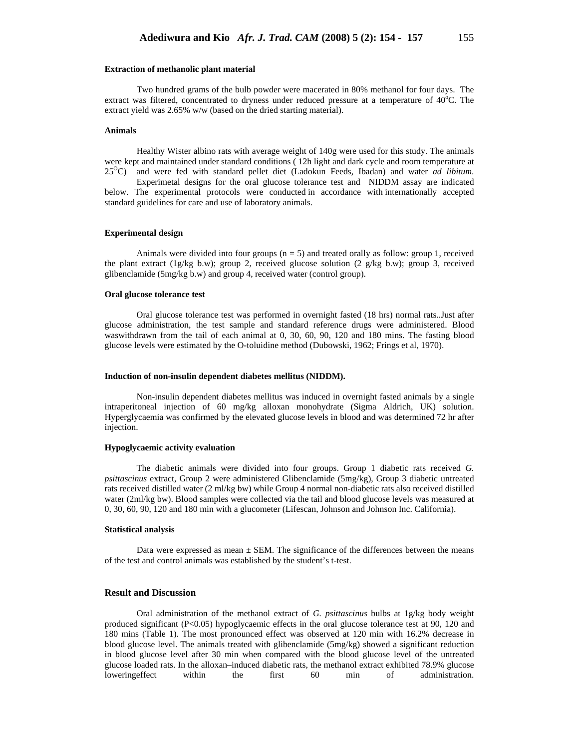#### Extraction of methanolic plant material

Two hundred grams of the bulb powder were macerated in 80% methanol for four days. The extract was filtered, concentrated to dryness under reduced pressure at a temperature of $40^oC$. The extract yield was 2.65% w/w (based on the dried starting material).

#### Animals

Healthy Wister albino rats with average weight of 140g were used for this study. The animals were kept and maintained under standard conditions ( 12h light and dark cycle and room temperature at $25^OC$) and were fed with standard pellet diet (Ladokun Feeds, Ibadan) and water *ad libitum*.

Experimetal designs for the oral glucose tolerance test and NIDDM assay are indicated below. The experimental protocols were conducted in accordance with internationally accepted standard guidelines for care and use of laboratory animals.

#### Experimental design

Animals were divided into four groups (n = 5) and treated orally as follow: group 1, received the plant extract (1g/kg b.w); group 2, received glucose solution (2 g/kg b.w); group 3, received glibenclamide (5mg/kg b.w) and group 4, received water (control group).

#### Oral glucose tolerance test

Oral glucose tolerance test was performed in overnight fasted (18 hrs) normal rats..Just after glucose administration, the test sample and standard reference drugs were administered. Blood waswithdrawn from the tail of each animal at 0, 30, 60, 90, 120 and 180 mins. The fasting blood glucose levels were estimated by the O-toluidine method (Dubowski, 1962; Frings et al, 1970).

#### Induction of non-insulin dependent diabetes mellitus (NIDDM).

Non-insulin dependent diabetes mellitus was induced in overnight fasted animals by a single intraperitoneal injection of 60 mg/kg alloxan monohydrate (Sigma Aldrich, UK) solution. Hyperglycaemia was confirmed by the elevated glucose levels in blood and was determined 72 hr after injection.

#### Hypoglycaemic activity evaluation

The diabetic animals were divided into four groups. Group 1 diabetic rats received *G. psittascinus* extract, Group 2 were administered Glibenclamide (5mg/kg), Group 3 diabetic untreated rats received distilled water (2 ml/kg bw) while Group 4 normal non-diabetic rats also received distilled water (2ml/kg bw). Blood samples were collected via the tail and blood glucose levels was measured at 0, 30, 60, 90, 120 and 180 min with a glucometer (Lifescan, Johnson and Johnson Inc. California).

#### Statistical analysis

Data were expressed as mean ± SEM. The significance of the differences between the means of the test and control animals was established by the student's t-test.

### Result and Discussion

Oral administration of the methanol extract of *G. psittascinus* bulbs at 1g/kg body weight produced significant (P<0.05) hypoglycaemic effects in the oral glucose tolerance test at 90, 120 and 180 mins (Table 1). The most pronounced effect was observed at 120 min with 16.2% decrease in blood glucose level. The animals treated with glibenclamide (5mg/kg) showed a significant reduction in blood glucose level after 30 min when compared with the blood glucose level of the untreated glucose loaded rats. In the alloxan–induced diabetic rats, the methanol extract exhibited 78.9% glucose loweringeffect within the first 60 min of administration.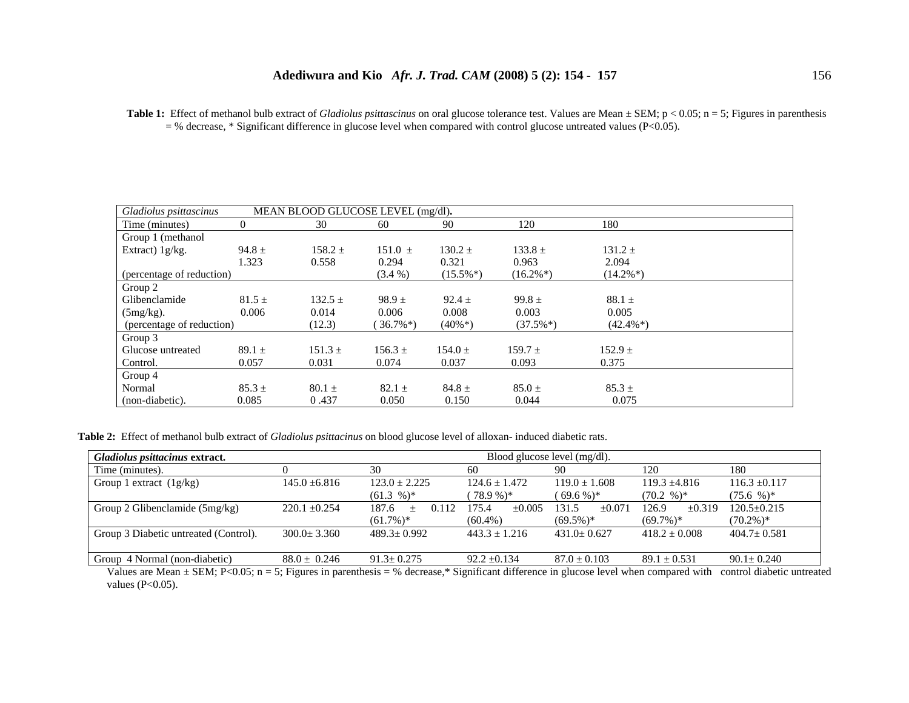**Table 1:** Effect of methanol bulb extract of *Gladiolus psittascinus* on oral glucose tolerance test. Values are Mean ± SEM; $p < 0.05$; n = 5; Figures in parenthesis = % decrease, * Significant difference in glucose level when compared with control glucose untreated values (P<0.05).

| *Gladiolus psittascinus* | MEAN BLOOD GLUCOSE LEVEL (mg/dl). | | | | | |
|---|---|---|---|---|---|---|
| Time (minutes) | 0 | 30 | 60 | 90 | 120 | 180 |
| Group 1 (methanol Extract) 1g/kg. | 94.8 ± 1.323 | 158.2 ± 0.558 | 151.0 ± 0.294 | 130.2 ± 0.321 | 133.8 ± 0.963 | 131.2 ± 2.094 |
| (percentage of reduction) | | | (3.4 %) | (15.5%*) | (16.2%*) | (14.2%*) |
| Group 2 Glibenclamide (5mg/kg). | 81.5 ± 0.006 | 132.5 ± 0.014 | 98.9 ± 0.006 | 92.4 ± 0.008 | 99.8 ± 0.003 | 88.1 ± 0.005 |
| (percentage of reduction) | | (12.3) | (36.7%*) | (40%*) | (37.5%*) | (42.4%*) |
| Group 3 Glucose untreated Control. | 89.1 ± 0.057 | 151.3 ± 0.031 | 156.3 ± 0.074 | 154.0 ± 0.037 | 159.7 ± 0.093 | 152.9 ± 0.375 |
| Group 4 Normal (non-diabetic). | 85.3 ± 0.085 | 80.1 ± 0 .437 | 82.1 ± 0.050 | 84.8 ± 0.150 | 85.0 ± 0.044 | 85.3 ± 0.075 |

**Table 2:** Effect of methanol bulb extract of *Gladiolus psittacinus* on blood glucose level of alloxan- induced diabetic rats.

| ***Gladiolus psittacinus* extract.** | Blood glucose level (mg/dl). | | | | | |
|---|---|---|---|---|---|---|
| Time (minutes). | 0 | 30 | 60 | 90 | 120 | 180 |
| Group 1 extract (1g/kg) | 145.0 ±6.816 | 123.0 ± 2.225 (61.3 %)* | 124.6 ± 1.472 (78.9 %)* | 119.0 ± 1.608 (69.6 %)* | 119.3 ±4.816 (70.2 %)* | 116.3 ±0.117 (75.6 %)* |
| Group 2 Glibenclamide (5mg/kg) | 220.1 ±0.254 | 187.6 ± 0.112 (61.7%)* | 175.4 ±0.005 (60.4%) | 131.5 ±0.071 (69.5%)* | 126.9 ±0.319 (69.7%)* | 120.5±0.215 (70.2%)* |
| Group 3 Diabetic untreated (Control). | 300.0± 3.360 | 489.3± 0.992 | 443.3 ± 1.216 | 431.0± 0.627 | 418.2 ± 0.008 | 404.7± 0.581 |
| Group 4 Normal (non-diabetic) | 88.0 ± 0.246 | 91.3± 0.275 | 92.2 ±0.134 | 87.0 ± 0.103 | 89.1 ± 0.531 | 90.1± 0.240 |

Values are Mean ± SEM; P<0.05; n = 5; Figures in parenthesis = % decrease,* Significant difference in glucose level when compared with control diabetic untreated values (P<0.05).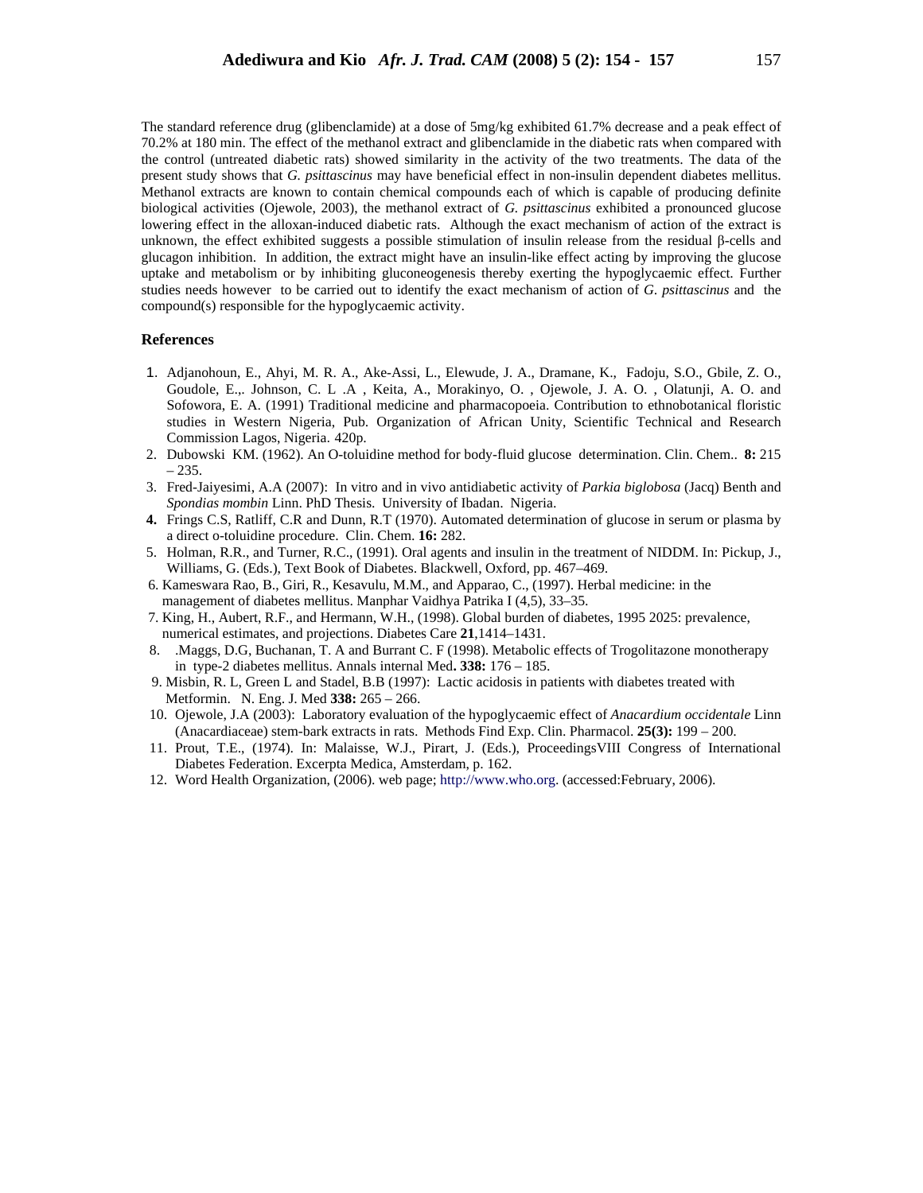The standard reference drug (glibenclamide) at a dose of 5mg/kg exhibited 61.7% decrease and a peak effect of 70.2% at 180 min. The effect of the methanol extract and glibenclamide in the diabetic rats when compared with the control (untreated diabetic rats) showed similarity in the activity of the two treatments. The data of the present study shows that *G. psittascinus* may have beneficial effect in non-insulin dependent diabetes mellitus. Methanol extracts are known to contain chemical compounds each of which is capable of producing definite biological activities (Ojewole, 2003), the methanol extract of *G. psittascinus* exhibited a pronounced glucose lowering effect in the alloxan-induced diabetic rats. Although the exact mechanism of action of the extract is unknown, the effect exhibited suggests a possible stimulation of insulin release from the residual β-cells and glucagon inhibition. In addition, the extract might have an insulin-like effect acting by improving the glucose uptake and metabolism or by inhibiting gluconeogenesis thereby exerting the hypoglycaemic effect. Further studies needs however to be carried out to identify the exact mechanism of action of *G. psittascinus* and the compound(s) responsible for the hypoglycaemic activity.

## References

1. Adjanohoun, E., Ahyi, M. R. A., Ake-Assi, L., Elewude, J. A., Dramane, K., Fadoju, S.O., Gbile, Z. O., Goudole, E.,. Johnson, C. L .A , Keita, A., Morakinyo, O. , Ojewole, J. A. O. , Olatunji, A. O. and Sofowora, E. A. (1991) Traditional medicine and pharmacopoeia. Contribution to ethnobotanical floristic studies in Western Nigeria, Pub. Organization of African Unity, Scientific Technical and Research Commission Lagos, Nigeria. 420p.
2. Dubowski KM. (1962). An O-toluidine method for body-fluid glucose determination. Clin. Chem.. **8:** 215 – 235.
3. Fred-Jaiyesimi, A.A (2007): In vitro and in vivo antidiabetic activity of *Parkia biglobosa* (Jacq) Benth and *Spondias mombin* Linn. PhD Thesis. University of Ibadan. Nigeria.
4. Frings C.S, Ratliff, C.R and Dunn, R.T (1970). Automated determination of glucose in serum or plasma by a direct o-toluidine procedure. Clin. Chem. **16:** 282.
5. Holman, R.R., and Turner, R.C., (1991). Oral agents and insulin in the treatment of NIDDM. In: Pickup, J., Williams, G. (Eds.), Text Book of Diabetes. Blackwell, Oxford, pp. 467–469.
6. Kameswara Rao, B., Giri, R., Kesavulu, M.M., and Apparao, C., (1997). Herbal medicine: in the management of diabetes mellitus. Manphar Vaidhya Patrika I (4,5), 33–35.
7. King, H., Aubert, R.F., and Hermann, W.H., (1998). Global burden of diabetes, 1995 2025: prevalence, numerical estimates, and projections. Diabetes Care **21**,1414–1431.
8. .Maggs, D.G, Buchanan, T. A and Burrant C. F (1998). Metabolic effects of Trogolitazone monotherapy in type-2 diabetes mellitus. Annals internal Med**. 338:** 176 – 185.
9. Misbin, R. L, Green L and Stadel, B.B (1997): Lactic acidosis in patients with diabetes treated with Metformin. N. Eng. J. Med **338:** 265 – 266.
10. Ojewole, J.A (2003): Laboratory evaluation of the hypoglycaemic effect of *Anacardium occidentale* Linn (Anacardiaceae) stem-bark extracts in rats. Methods Find Exp. Clin. Pharmacol. **25(3):** 199 – 200.
11. Prout, T.E., (1974). In: Malaisse, W.J., Pirart, J. (Eds.), ProceedingsVIII Congress of International Diabetes Federation. Excerpta Medica, Amsterdam, p. 162.
12. Word Health Organization, (2006). web page; http://www.who.org. (accessed:February, 2006).